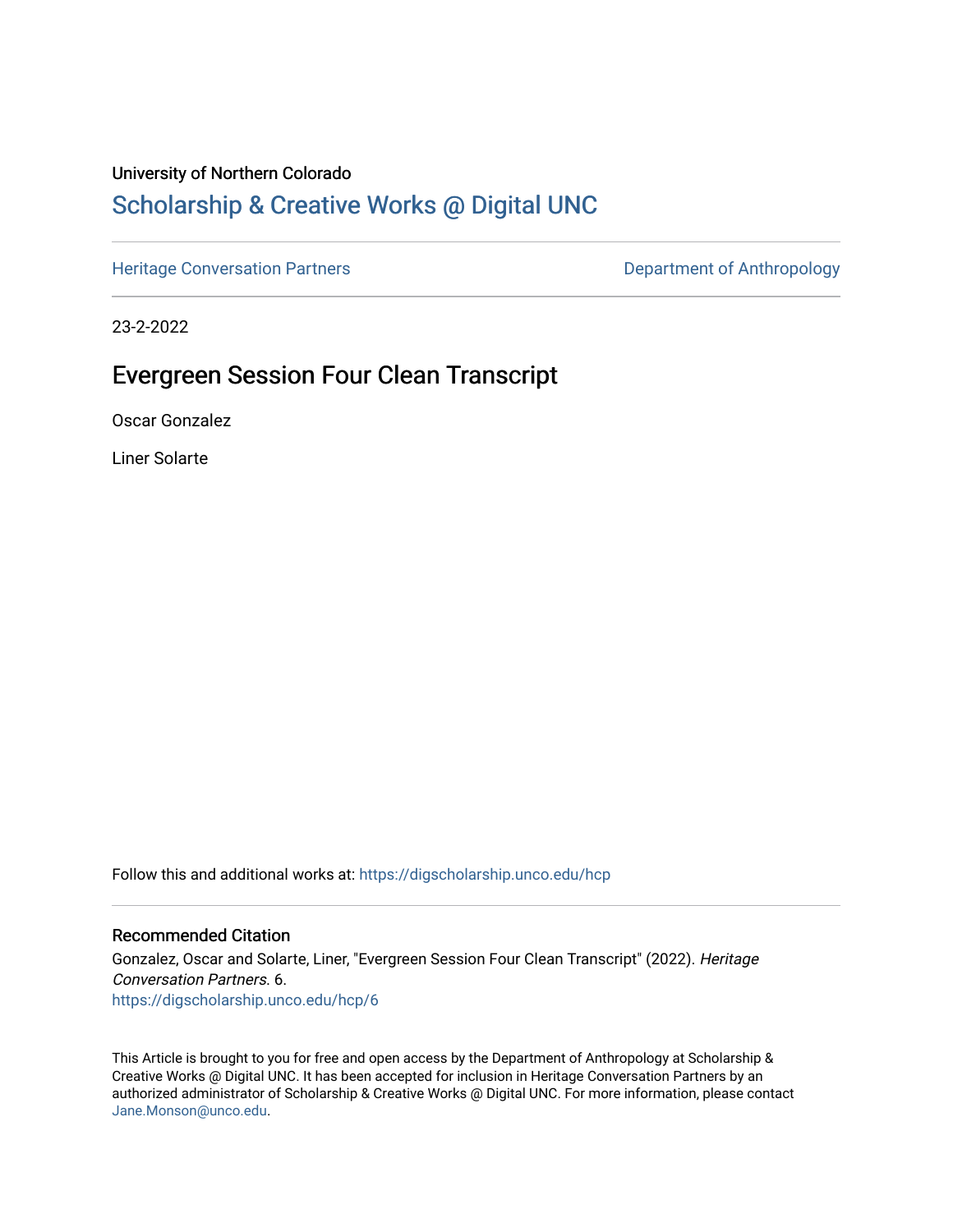University of Northern Colorado

# Scholarship & Creative Works @ Digital UNC

Heritage Conversation Partners | Department of Anthropology

23-2-2022

## Evergreen Session Four Clean Transcript

Oscar Gonzalez

Liner Solarte

Follow this and additional works at: https://digscholarship.unco.edu/hcp

### Recommended Citation

Gonzalez, Oscar and Solarte, Liner, "Evergreen Session Four Clean Transcript" (2022). *Heritage Conversation Partners*. 6.
https://digscholarship.unco.edu/hcp/6

This Article is brought to you for free and open access by the Department of Anthropology at Scholarship & Creative Works @ Digital UNC. It has been accepted for inclusion in Heritage Conversation Partners by an authorized administrator of Scholarship & Creative Works @ Digital UNC. For more information, please contact Jane.Monson@unco.edu.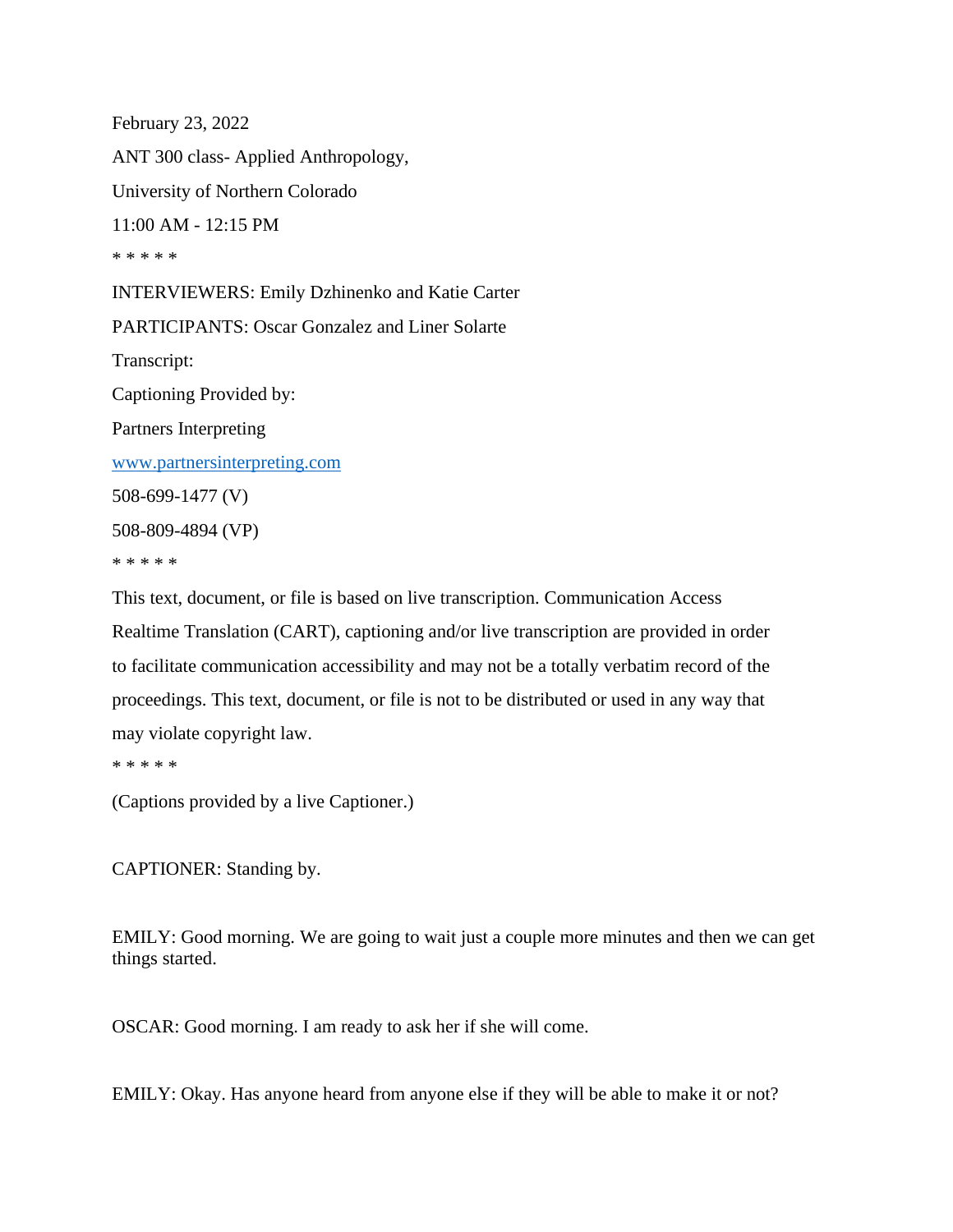February 23, 2022

ANT 300 class- Applied Anthropology,

University of Northern Colorado

11:00 AM - 12:15 PM

* * * * *

INTERVIEWERS: Emily Dzhinenko and Katie Carter

PARTICIPANTS: Oscar Gonzalez and Liner Solarte

Transcript:

Captioning Provided by:

Partners Interpreting

www.partnersinterpreting.com

508-699-1477 (V)

508-809-4894 (VP)

* * * * *

This text, document, or file is based on live transcription. Communication Access Realtime Translation (CART), captioning and/or live transcription are provided in order to facilitate communication accessibility and may not be a totally verbatim record of the proceedings. This text, document, or file is not to be distributed or used in any way that may violate copyright law.

* * * * *

(Captions provided by a live Captioner.)

CAPTIONER: Standing by.

EMILY: Good morning. We are going to wait just a couple more minutes and then we can get things started.

OSCAR: Good morning. I am ready to ask her if she will come.

EMILY: Okay. Has anyone heard from anyone else if they will be able to make it or not?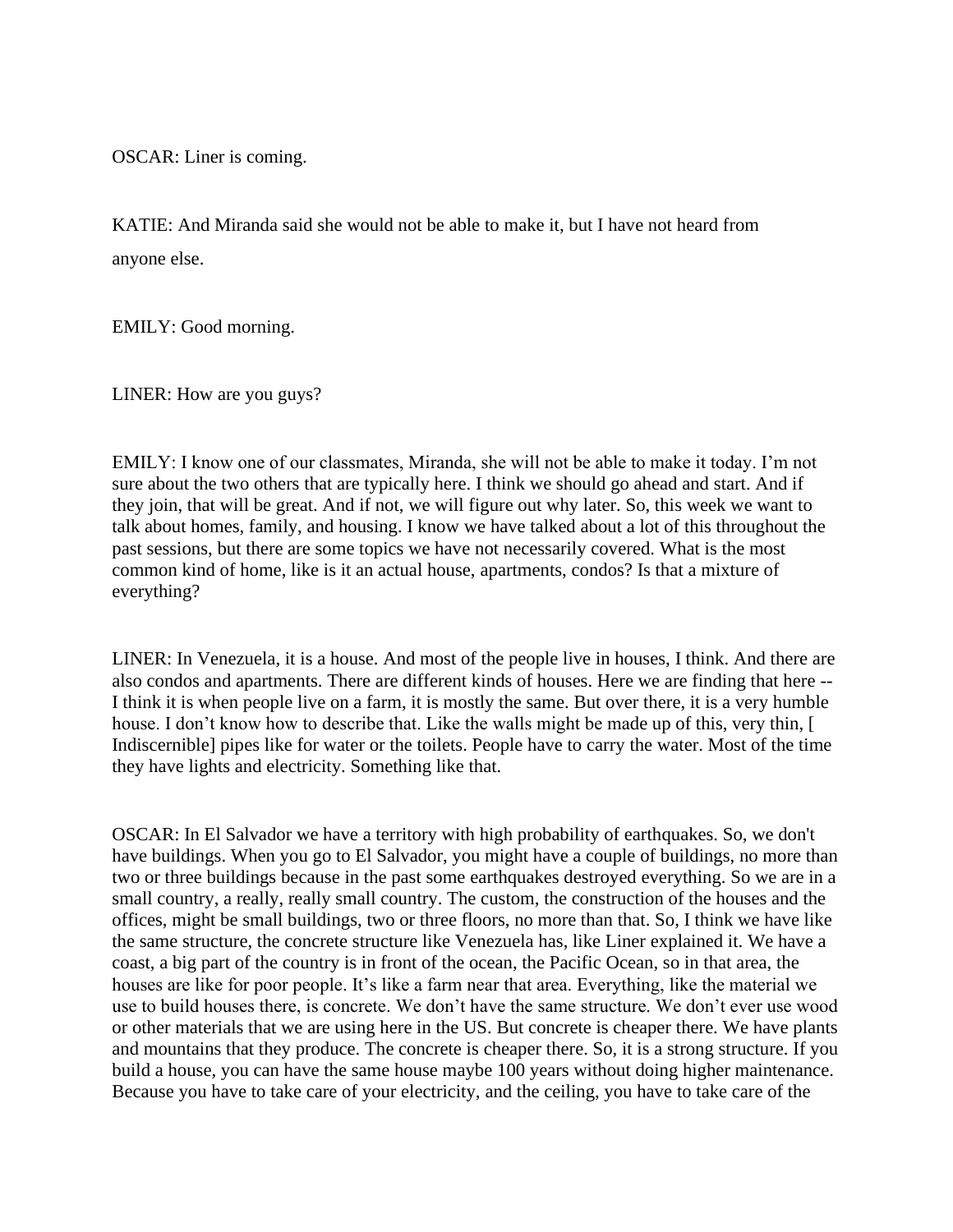OSCAR: Liner is coming.

KATIE: And Miranda said she would not be able to make it, but I have not heard from anyone else.

EMILY: Good morning.

LINER: How are you guys?

EMILY: I know one of our classmates, Miranda, she will not be able to make it today. I'm not sure about the two others that are typically here. I think we should go ahead and start. And if they join, that will be great. And if not, we will figure out why later. So, this week we want to talk about homes, family, and housing. I know we have talked about a lot of this throughout the past sessions, but there are some topics we have not necessarily covered. What is the most common kind of home, like is it an actual house, apartments, condos? Is that a mixture of everything?

LINER: In Venezuela, it is a house. And most of the people live in houses, I think. And there are also condos and apartments. There are different kinds of houses. Here we are finding that here -- I think it is when people live on a farm, it is mostly the same. But over there, it is a very humble house. I don't know how to describe that. Like the walls might be made up of this, very thin, [ Indiscernible] pipes like for water or the toilets. People have to carry the water. Most of the time they have lights and electricity. Something like that.

OSCAR: In El Salvador we have a territory with high probability of earthquakes. So, we don't have buildings. When you go to El Salvador, you might have a couple of buildings, no more than two or three buildings because in the past some earthquakes destroyed everything. So we are in a small country, a really, really small country. The custom, the construction of the houses and the offices, might be small buildings, two or three floors, no more than that. So, I think we have like the same structure, the concrete structure like Venezuela has, like Liner explained it. We have a coast, a big part of the country is in front of the ocean, the Pacific Ocean, so in that area, the houses are like for poor people. It's like a farm near that area. Everything, like the material we use to build houses there, is concrete. We don't have the same structure. We don't ever use wood or other materials that we are using here in the US. But concrete is cheaper there. We have plants and mountains that they produce. The concrete is cheaper there. So, it is a strong structure. If you build a house, you can have the same house maybe 100 years without doing higher maintenance. Because you have to take care of your electricity, and the ceiling, you have to take care of the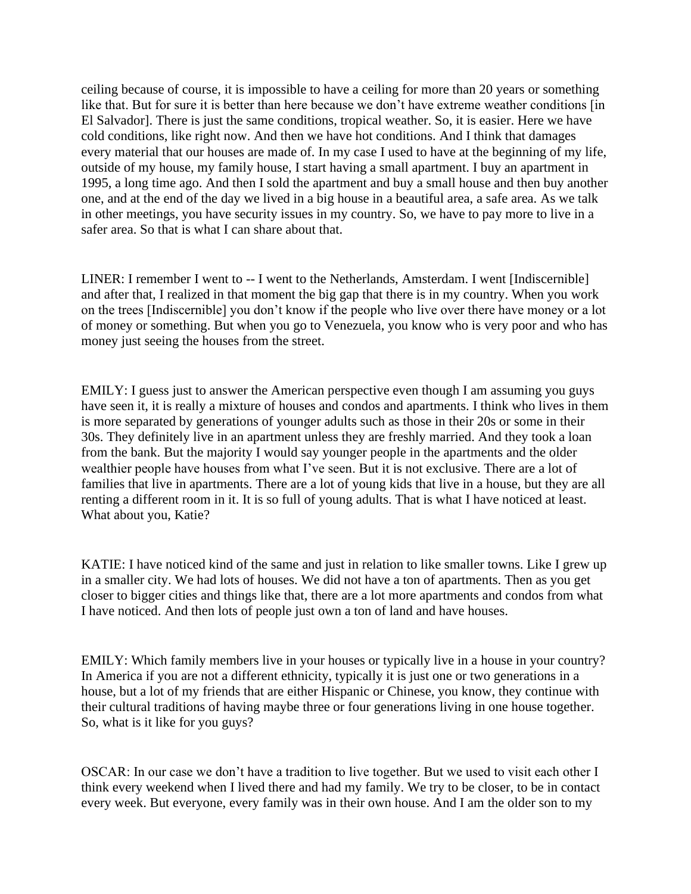ceiling because of course, it is impossible to have a ceiling for more than 20 years or something like that. But for sure it is better than here because we don't have extreme weather conditions [in El Salvador]. There is just the same conditions, tropical weather. So, it is easier. Here we have cold conditions, like right now. And then we have hot conditions. And I think that damages every material that our houses are made of. In my case I used to have at the beginning of my life, outside of my house, my family house, I start having a small apartment. I buy an apartment in 1995, a long time ago. And then I sold the apartment and buy a small house and then buy another one, and at the end of the day we lived in a big house in a beautiful area, a safe area. As we talk in other meetings, you have security issues in my country. So, we have to pay more to live in a safer area. So that is what I can share about that.

LINER: I remember I went to -- I went to the Netherlands, Amsterdam. I went [Indiscernible] and after that, I realized in that moment the big gap that there is in my country. When you work on the trees [Indiscernible] you don't know if the people who live over there have money or a lot of money or something. But when you go to Venezuela, you know who is very poor and who has money just seeing the houses from the street.

EMILY: I guess just to answer the American perspective even though I am assuming you guys have seen it, it is really a mixture of houses and condos and apartments. I think who lives in them is more separated by generations of younger adults such as those in their 20s or some in their 30s. They definitely live in an apartment unless they are freshly married. And they took a loan from the bank. But the majority I would say younger people in the apartments and the older wealthier people have houses from what I've seen. But it is not exclusive. There are a lot of families that live in apartments. There are a lot of young kids that live in a house, but they are all renting a different room in it. It is so full of young adults. That is what I have noticed at least. What about you, Katie?

KATIE: I have noticed kind of the same and just in relation to like smaller towns. Like I grew up in a smaller city. We had lots of houses. We did not have a ton of apartments. Then as you get closer to bigger cities and things like that, there are a lot more apartments and condos from what I have noticed. And then lots of people just own a ton of land and have houses.

EMILY: Which family members live in your houses or typically live in a house in your country? In America if you are not a different ethnicity, typically it is just one or two generations in a house, but a lot of my friends that are either Hispanic or Chinese, you know, they continue with their cultural traditions of having maybe three or four generations living in one house together. So, what is it like for you guys?

OSCAR: In our case we don't have a tradition to live together. But we used to visit each other I think every weekend when I lived there and had my family. We try to be closer, to be in contact every week. But everyone, every family was in their own house. And I am the older son to my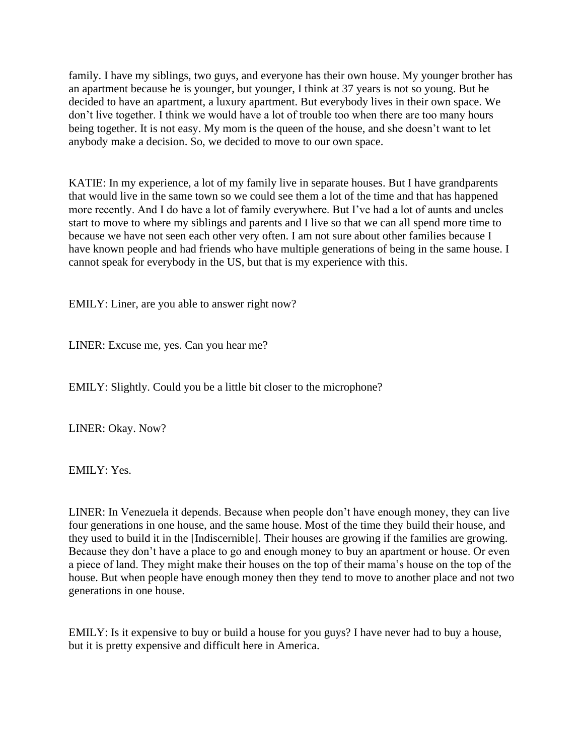family. I have my siblings, two guys, and everyone has their own house. My younger brother has an apartment because he is younger, but younger, I think at 37 years is not so young. But he decided to have an apartment, a luxury apartment. But everybody lives in their own space. We don't live together. I think we would have a lot of trouble too when there are too many hours being together. It is not easy. My mom is the queen of the house, and she doesn't want to let anybody make a decision. So, we decided to move to our own space.

KATIE: In my experience, a lot of my family live in separate houses. But I have grandparents that would live in the same town so we could see them a lot of the time and that has happened more recently. And I do have a lot of family everywhere. But I've had a lot of aunts and uncles start to move to where my siblings and parents and I live so that we can all spend more time to because we have not seen each other very often. I am not sure about other families because I have known people and had friends who have multiple generations of being in the same house. I cannot speak for everybody in the US, but that is my experience with this.

EMILY: Liner, are you able to answer right now?

LINER: Excuse me, yes. Can you hear me?

EMILY: Slightly. Could you be a little bit closer to the microphone?

LINER: Okay. Now?

EMILY: Yes.

LINER: In Venezuela it depends. Because when people don't have enough money, they can live four generations in one house, and the same house. Most of the time they build their house, and they used to build it in the [Indiscernible]. Their houses are growing if the families are growing. Because they don't have a place to go and enough money to buy an apartment or house. Or even a piece of land. They might make their houses on the top of their mama's house on the top of the house. But when people have enough money then they tend to move to another place and not two generations in one house.

EMILY: Is it expensive to buy or build a house for you guys? I have never had to buy a house, but it is pretty expensive and difficult here in America.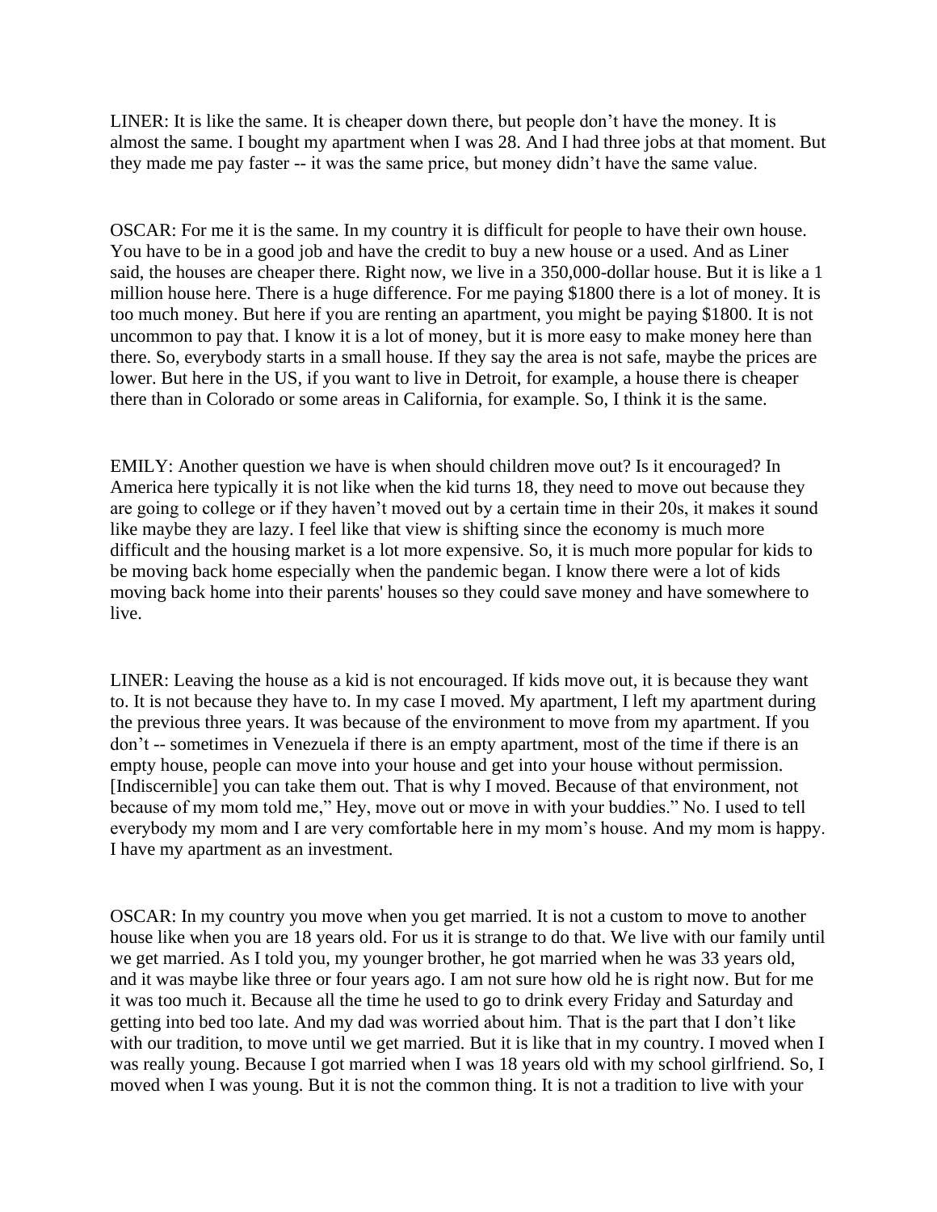LINER: It is like the same. It is cheaper down there, but people don't have the money. It is almost the same. I bought my apartment when I was 28. And I had three jobs at that moment. But they made me pay faster -- it was the same price, but money didn't have the same value.

OSCAR: For me it is the same. In my country it is difficult for people to have their own house. You have to be in a good job and have the credit to buy a new house or a used. And as Liner said, the houses are cheaper there. Right now, we live in a 350,000-dollar house. But it is like a 1 million house here. There is a huge difference. For me paying $1800 there is a lot of money. It is too much money. But here if you are renting an apartment, you might be paying $1800. It is not uncommon to pay that. I know it is a lot of money, but it is more easy to make money here than there. So, everybody starts in a small house. If they say the area is not safe, maybe the prices are lower. But here in the US, if you want to live in Detroit, for example, a house there is cheaper there than in Colorado or some areas in California, for example. So, I think it is the same.

EMILY: Another question we have is when should children move out? Is it encouraged? In America here typically it is not like when the kid turns 18, they need to move out because they are going to college or if they haven't moved out by a certain time in their 20s, it makes it sound like maybe they are lazy. I feel like that view is shifting since the economy is much more difficult and the housing market is a lot more expensive. So, it is much more popular for kids to be moving back home especially when the pandemic began. I know there were a lot of kids moving back home into their parents' houses so they could save money and have somewhere to live.

LINER: Leaving the house as a kid is not encouraged. If kids move out, it is because they want to. It is not because they have to. In my case I moved. My apartment, I left my apartment during the previous three years. It was because of the environment to move from my apartment. If you don't -- sometimes in Venezuela if there is an empty apartment, most of the time if there is an empty house, people can move into your house and get into your house without permission. [Indiscernible] you can take them out. That is why I moved. Because of that environment, not because of my mom told me," Hey, move out or move in with your buddies." No. I used to tell everybody my mom and I are very comfortable here in my mom's house. And my mom is happy. I have my apartment as an investment.

OSCAR: In my country you move when you get married. It is not a custom to move to another house like when you are 18 years old. For us it is strange to do that. We live with our family until we get married. As I told you, my younger brother, he got married when he was 33 years old, and it was maybe like three or four years ago. I am not sure how old he is right now. But for me it was too much it. Because all the time he used to go to drink every Friday and Saturday and getting into bed too late. And my dad was worried about him. That is the part that I don't like with our tradition, to move until we get married. But it is like that in my country. I moved when I was really young. Because I got married when I was 18 years old with my school girlfriend. So, I moved when I was young. But it is not the common thing. It is not a tradition to live with your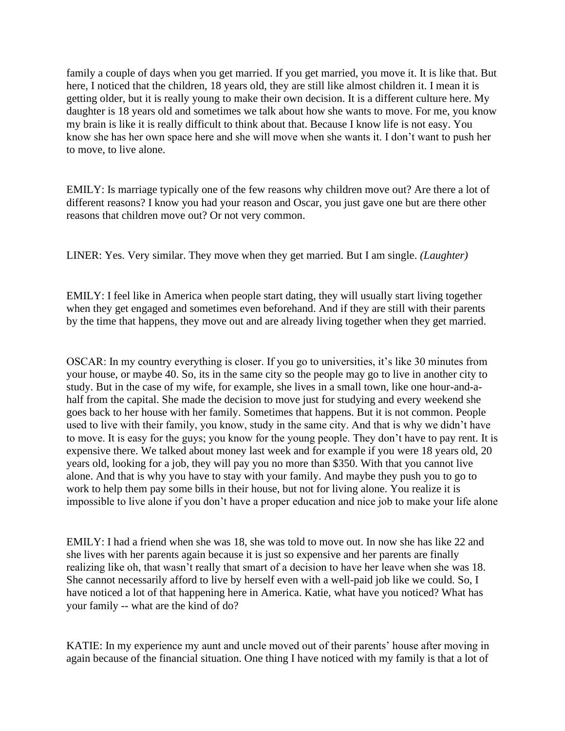family a couple of days when you get married. If you get married, you move it. It is like that. But here, I noticed that the children, 18 years old, they are still like almost children it. I mean it is getting older, but it is really young to make their own decision. It is a different culture here. My daughter is 18 years old and sometimes we talk about how she wants to move. For me, you know my brain is like it is really difficult to think about that. Because I know life is not easy. You know she has her own space here and she will move when she wants it. I don't want to push her to move, to live alone.

EMILY: Is marriage typically one of the few reasons why children move out? Are there a lot of different reasons? I know you had your reason and Oscar, you just gave one but are there other reasons that children move out? Or not very common.

LINER: Yes. Very similar. They move when they get married. But I am single. *(Laughter)*

EMILY: I feel like in America when people start dating, they will usually start living together when they get engaged and sometimes even beforehand. And if they are still with their parents by the time that happens, they move out and are already living together when they get married.

OSCAR: In my country everything is closer. If you go to universities, it's like 30 minutes from your house, or maybe 40. So, its in the same city so the people may go to live in another city to study. But in the case of my wife, for example, she lives in a small town, like one hour-and-a-half from the capital. She made the decision to move just for studying and every weekend she goes back to her house with her family. Sometimes that happens. But it is not common. People used to live with their family, you know, study in the same city. And that is why we didn't have to move. It is easy for the guys; you know for the young people. They don't have to pay rent. It is expensive there. We talked about money last week and for example if you were 18 years old, 20 years old, looking for a job, they will pay you no more than $350. With that you cannot live alone. And that is why you have to stay with your family. And maybe they push you to go to work to help them pay some bills in their house, but not for living alone. You realize it is impossible to live alone if you don't have a proper education and nice job to make your life alone

EMILY: I had a friend when she was 18, she was told to move out. In now she has like 22 and she lives with her parents again because it is just so expensive and her parents are finally realizing like oh, that wasn't really that smart of a decision to have her leave when she was 18. She cannot necessarily afford to live by herself even with a well-paid job like we could. So, I have noticed a lot of that happening here in America. Katie, what have you noticed? What has your family -- what are the kind of do?

KATIE: In my experience my aunt and uncle moved out of their parents' house after moving in again because of the financial situation. One thing I have noticed with my family is that a lot of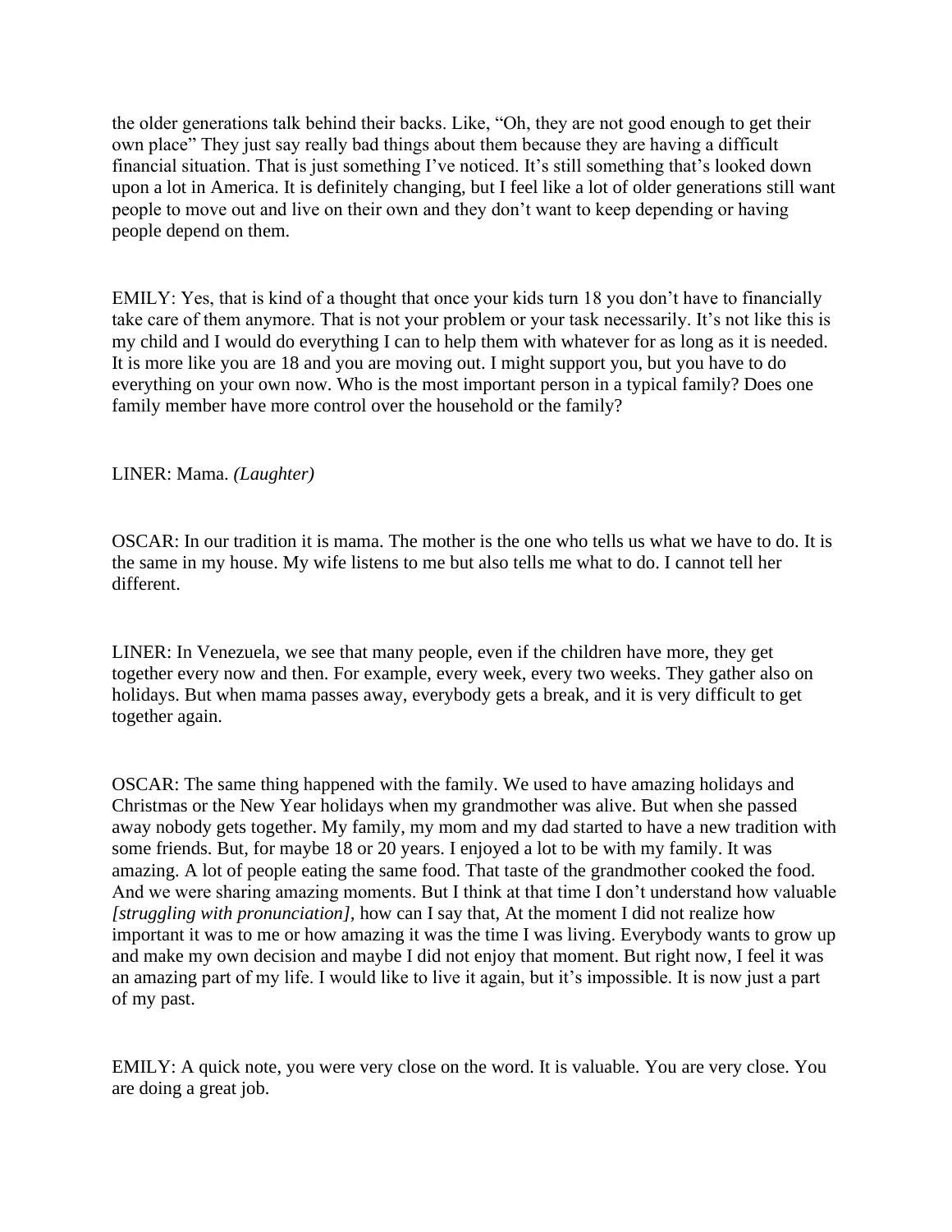the older generations talk behind their backs. Like, "Oh, they are not good enough to get their own place" They just say really bad things about them because they are having a difficult financial situation. That is just something I've noticed. It's still something that's looked down upon a lot in America. It is definitely changing, but I feel like a lot of older generations still want people to move out and live on their own and they don't want to keep depending or having people depend on them.

EMILY: Yes, that is kind of a thought that once your kids turn 18 you don't have to financially take care of them anymore. That is not your problem or your task necessarily. It's not like this is my child and I would do everything I can to help them with whatever for as long as it is needed. It is more like you are 18 and you are moving out. I might support you, but you have to do everything on your own now. Who is the most important person in a typical family? Does one family member have more control over the household or the family?

LINER: Mama. *(Laughter)*

OSCAR: In our tradition it is mama. The mother is the one who tells us what we have to do. It is the same in my house. My wife listens to me but also tells me what to do. I cannot tell her different.

LINER: In Venezuela, we see that many people, even if the children have more, they get together every now and then. For example, every week, every two weeks. They gather also on holidays. But when mama passes away, everybody gets a break, and it is very difficult to get together again.

OSCAR: The same thing happened with the family. We used to have amazing holidays and Christmas or the New Year holidays when my grandmother was alive. But when she passed away nobody gets together. My family, my mom and my dad started to have a new tradition with some friends. But, for maybe 18 or 20 years. I enjoyed a lot to be with my family. It was amazing. A lot of people eating the same food. That taste of the grandmother cooked the food. And we were sharing amazing moments. But I think at that time I don't understand how valuable *[struggling with pronunciation],* how can I say that, At the moment I did not realize how important it was to me or how amazing it was the time I was living. Everybody wants to grow up and make my own decision and maybe I did not enjoy that moment. But right now, I feel it was an amazing part of my life. I would like to live it again, but it's impossible. It is now just a part of my past.

EMILY: A quick note, you were very close on the word. It is valuable. You are very close. You are doing a great job.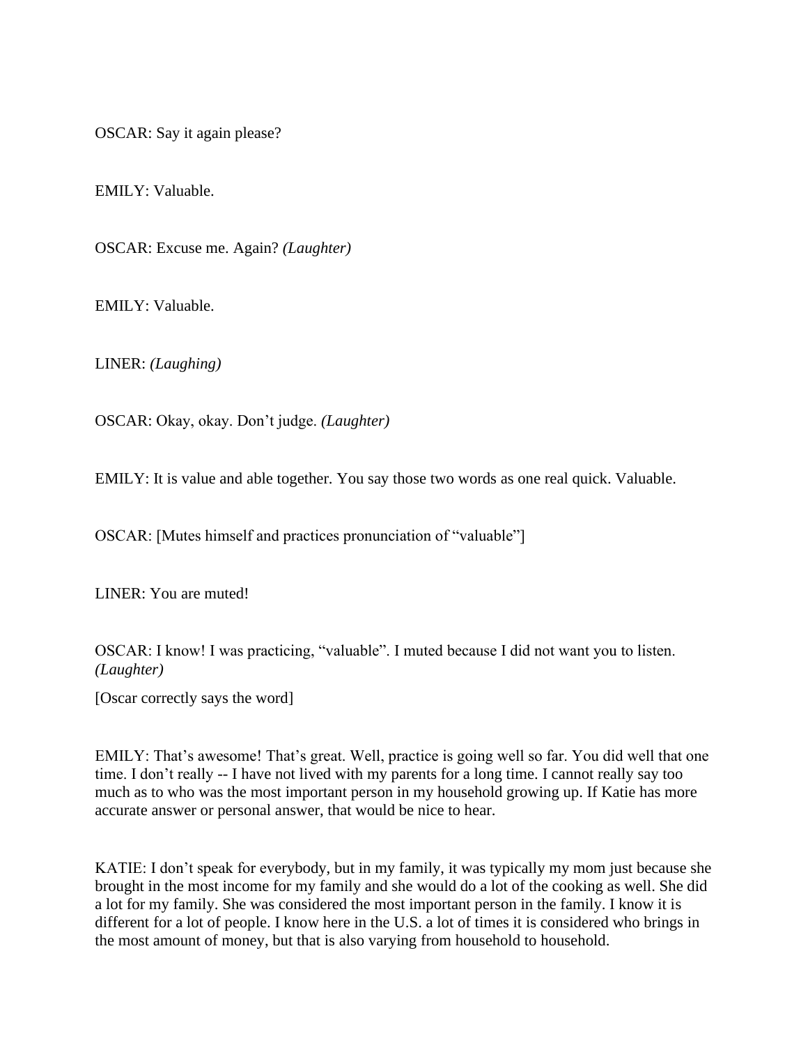OSCAR: Say it again please?

EMILY: Valuable.

OSCAR: Excuse me. Again? *(Laughter)*

EMILY: Valuable.

LINER: *(Laughing)*

OSCAR: Okay, okay. Don't judge. *(Laughter)*

EMILY: It is value and able together. You say those two words as one real quick. Valuable.

OSCAR: [Mutes himself and practices pronunciation of "valuable"]

LINER: You are muted!

OSCAR: I know! I was practicing, "valuable". I muted because I did not want you to listen. *(Laughter)*

[Oscar correctly says the word]

EMILY: That's awesome! That's great. Well, practice is going well so far. You did well that one time. I don't really -- I have not lived with my parents for a long time. I cannot really say too much as to who was the most important person in my household growing up. If Katie has more accurate answer or personal answer, that would be nice to hear.

KATIE: I don't speak for everybody, but in my family, it was typically my mom just because she brought in the most income for my family and she would do a lot of the cooking as well. She did a lot for my family. She was considered the most important person in the family. I know it is different for a lot of people. I know here in the U.S. a lot of times it is considered who brings in the most amount of money, but that is also varying from household to household.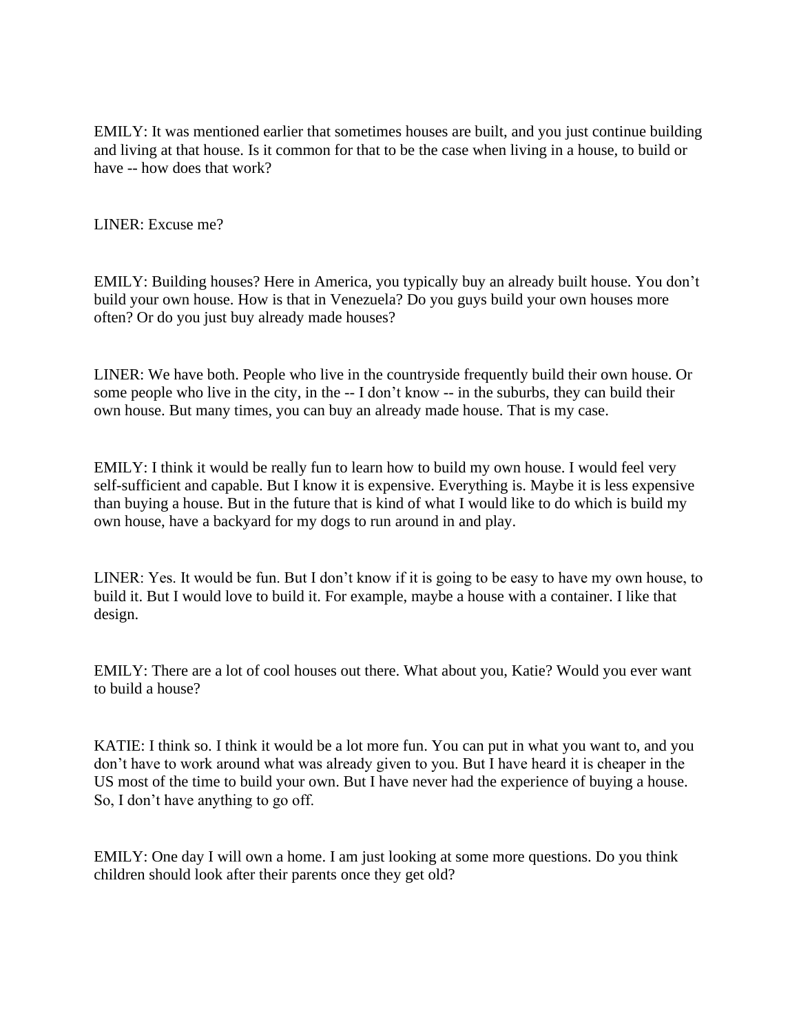EMILY: It was mentioned earlier that sometimes houses are built, and you just continue building and living at that house. Is it common for that to be the case when living in a house, to build or have -- how does that work?

LINER: Excuse me?

EMILY: Building houses? Here in America, you typically buy an already built house. You don't build your own house. How is that in Venezuela? Do you guys build your own houses more often? Or do you just buy already made houses?

LINER: We have both. People who live in the countryside frequently build their own house. Or some people who live in the city, in the -- I don't know -- in the suburbs, they can build their own house. But many times, you can buy an already made house. That is my case.

EMILY: I think it would be really fun to learn how to build my own house. I would feel very self-sufficient and capable. But I know it is expensive. Everything is. Maybe it is less expensive than buying a house. But in the future that is kind of what I would like to do which is build my own house, have a backyard for my dogs to run around in and play.

LINER: Yes. It would be fun. But I don't know if it is going to be easy to have my own house, to build it. But I would love to build it. For example, maybe a house with a container. I like that design.

EMILY: There are a lot of cool houses out there. What about you, Katie? Would you ever want to build a house?

KATIE: I think so. I think it would be a lot more fun. You can put in what you want to, and you don't have to work around what was already given to you. But I have heard it is cheaper in the US most of the time to build your own. But I have never had the experience of buying a house. So, I don't have anything to go off.

EMILY: One day I will own a home. I am just looking at some more questions. Do you think children should look after their parents once they get old?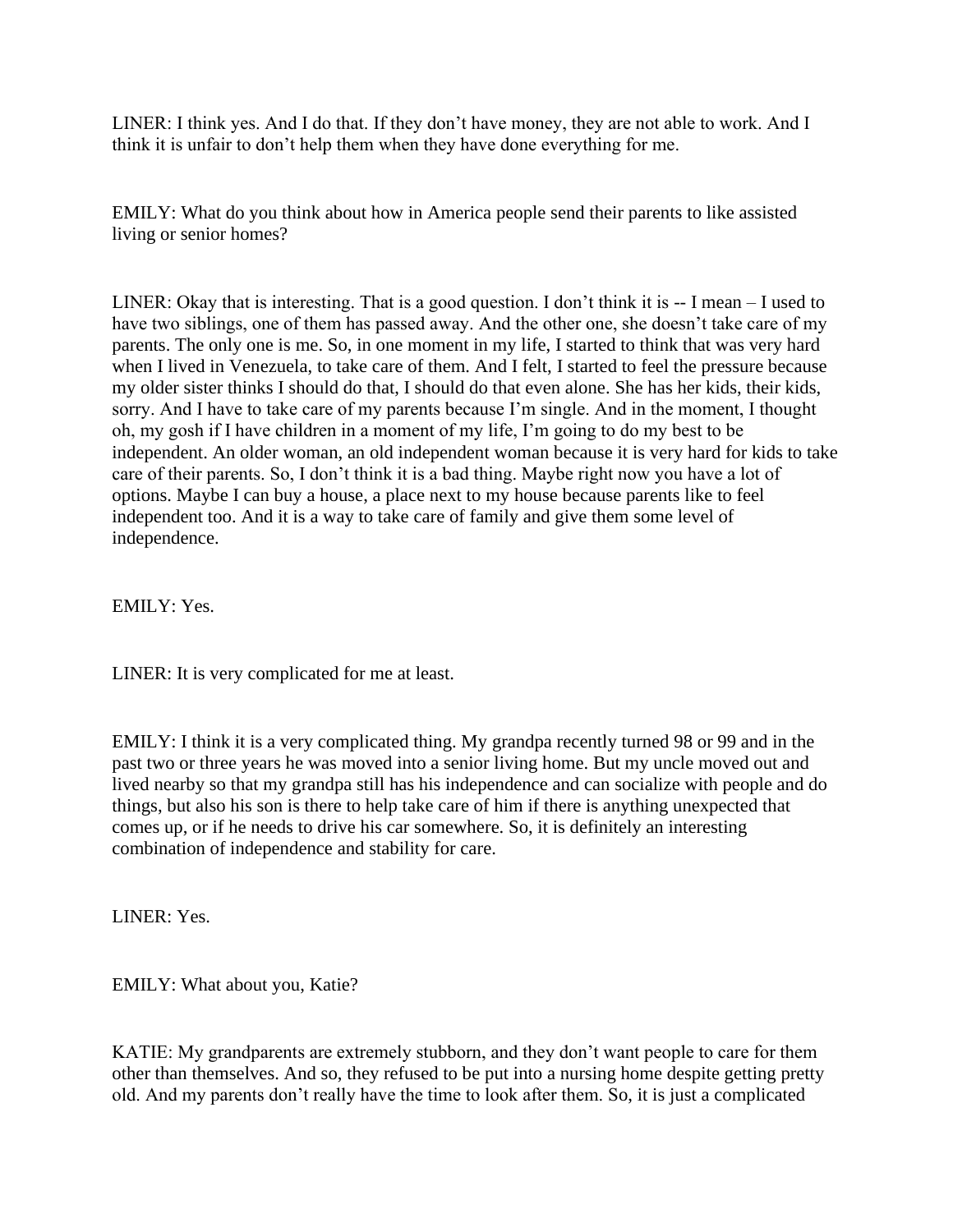LINER: I think yes. And I do that. If they don't have money, they are not able to work. And I think it is unfair to don't help them when they have done everything for me.

EMILY: What do you think about how in America people send their parents to like assisted living or senior homes?

LINER: Okay that is interesting. That is a good question. I don't think it is -- I mean – I used to have two siblings, one of them has passed away. And the other one, she doesn't take care of my parents. The only one is me. So, in one moment in my life, I started to think that was very hard when I lived in Venezuela, to take care of them. And I felt, I started to feel the pressure because my older sister thinks I should do that, I should do that even alone. She has her kids, their kids, sorry. And I have to take care of my parents because I'm single. And in the moment, I thought oh, my gosh if I have children in a moment of my life, I'm going to do my best to be independent. An older woman, an old independent woman because it is very hard for kids to take care of their parents. So, I don't think it is a bad thing. Maybe right now you have a lot of options. Maybe I can buy a house, a place next to my house because parents like to feel independent too. And it is a way to take care of family and give them some level of independence.

EMILY: Yes.

LINER: It is very complicated for me at least.

EMILY: I think it is a very complicated thing. My grandpa recently turned 98 or 99 and in the past two or three years he was moved into a senior living home. But my uncle moved out and lived nearby so that my grandpa still has his independence and can socialize with people and do things, but also his son is there to help take care of him if there is anything unexpected that comes up, or if he needs to drive his car somewhere. So, it is definitely an interesting combination of independence and stability for care.

LINER: Yes.

EMILY: What about you, Katie?

KATIE: My grandparents are extremely stubborn, and they don't want people to care for them other than themselves. And so, they refused to be put into a nursing home despite getting pretty old. And my parents don't really have the time to look after them. So, it is just a complicated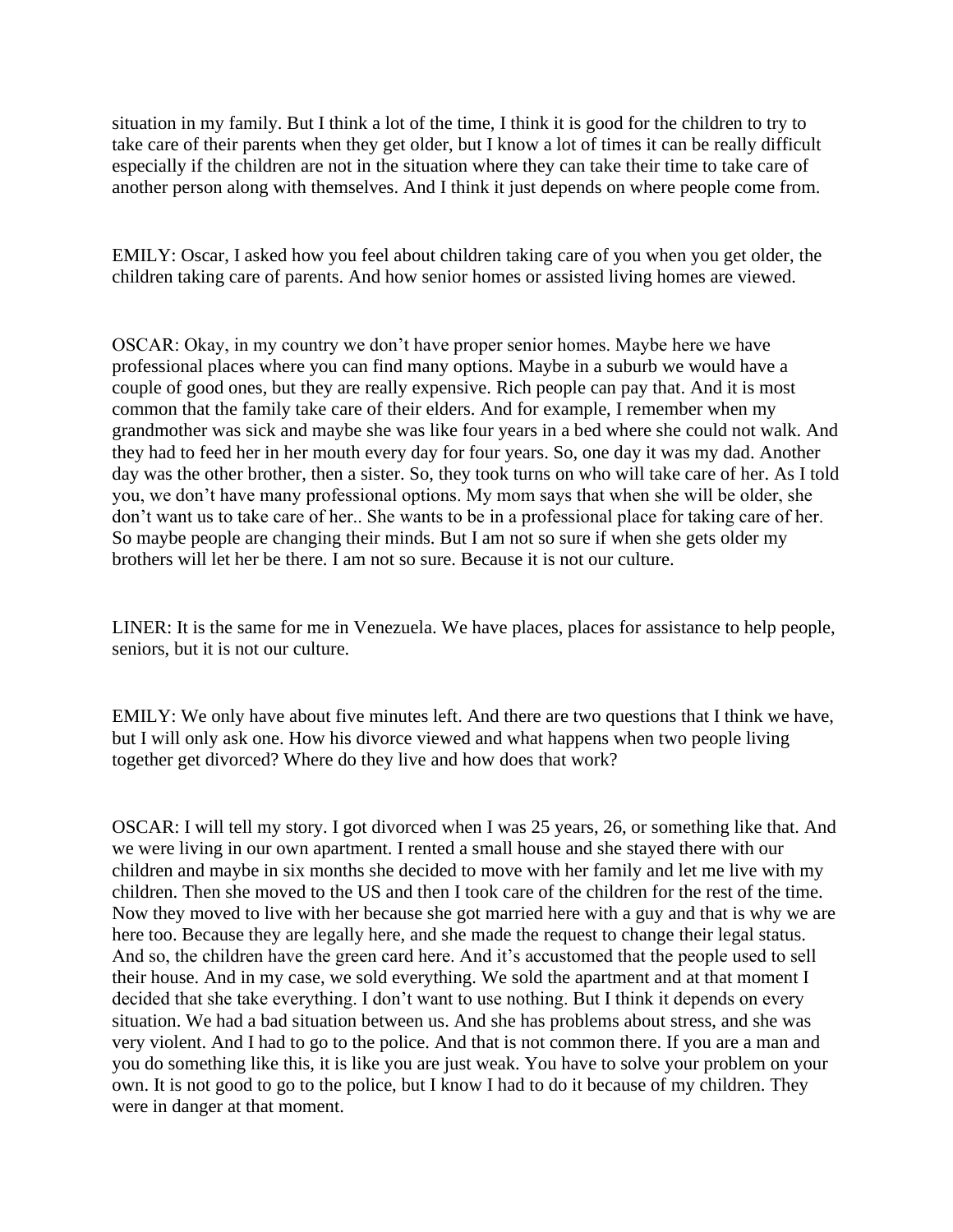situation in my family. But I think a lot of the time, I think it is good for the children to try to take care of their parents when they get older, but I know a lot of times it can be really difficult especially if the children are not in the situation where they can take their time to take care of another person along with themselves. And I think it just depends on where people come from.

EMILY: Oscar, I asked how you feel about children taking care of you when you get older, the children taking care of parents. And how senior homes or assisted living homes are viewed.

OSCAR: Okay, in my country we don't have proper senior homes. Maybe here we have professional places where you can find many options. Maybe in a suburb we would have a couple of good ones, but they are really expensive. Rich people can pay that. And it is most common that the family take care of their elders. And for example, I remember when my grandmother was sick and maybe she was like four years in a bed where she could not walk. And they had to feed her in her mouth every day for four years. So, one day it was my dad. Another day was the other brother, then a sister. So, they took turns on who will take care of her. As I told you, we don't have many professional options. My mom says that when she will be older, she don't want us to take care of her.. She wants to be in a professional place for taking care of her. So maybe people are changing their minds. But I am not so sure if when she gets older my brothers will let her be there. I am not so sure. Because it is not our culture.

LINER: It is the same for me in Venezuela. We have places, places for assistance to help people, seniors, but it is not our culture.

EMILY: We only have about five minutes left. And there are two questions that I think we have, but I will only ask one. How his divorce viewed and what happens when two people living together get divorced? Where do they live and how does that work?

OSCAR: I will tell my story. I got divorced when I was 25 years, 26, or something like that. And we were living in our own apartment. I rented a small house and she stayed there with our children and maybe in six months she decided to move with her family and let me live with my children. Then she moved to the US and then I took care of the children for the rest of the time. Now they moved to live with her because she got married here with a guy and that is why we are here too. Because they are legally here, and she made the request to change their legal status. And so, the children have the green card here. And it's accustomed that the people used to sell their house. And in my case, we sold everything. We sold the apartment and at that moment I decided that she take everything. I don't want to use nothing. But I think it depends on every situation. We had a bad situation between us. And she has problems about stress, and she was very violent. And I had to go to the police. And that is not common there. If you are a man and you do something like this, it is like you are just weak. You have to solve your problem on your own. It is not good to go to the police, but I know I had to do it because of my children. They were in danger at that moment.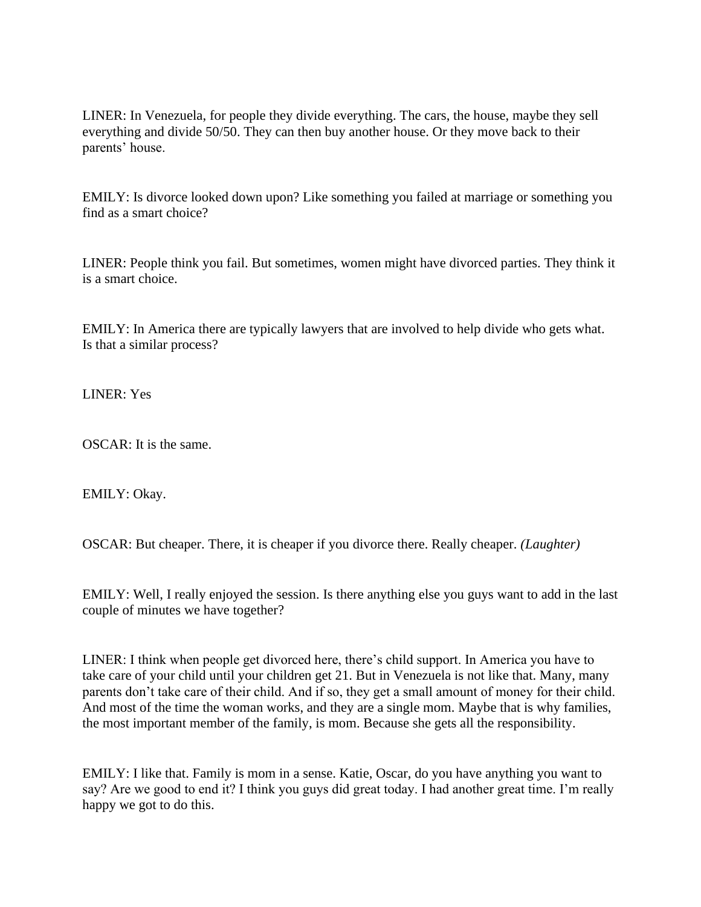LINER: In Venezuela, for people they divide everything. The cars, the house, maybe they sell everything and divide 50/50. They can then buy another house. Or they move back to their parents' house.

EMILY: Is divorce looked down upon? Like something you failed at marriage or something you find as a smart choice?

LINER: People think you fail. But sometimes, women might have divorced parties. They think it is a smart choice.

EMILY: In America there are typically lawyers that are involved to help divide who gets what. Is that a similar process?

LINER: Yes

OSCAR: It is the same.

EMILY: Okay.

OSCAR: But cheaper. There, it is cheaper if you divorce there. Really cheaper. *(Laughter)*

EMILY: Well, I really enjoyed the session. Is there anything else you guys want to add in the last couple of minutes we have together?

LINER: I think when people get divorced here, there's child support. In America you have to take care of your child until your children get 21. But in Venezuela is not like that. Many, many parents don't take care of their child. And if so, they get a small amount of money for their child. And most of the time the woman works, and they are a single mom. Maybe that is why families, the most important member of the family, is mom. Because she gets all the responsibility.

EMILY: I like that. Family is mom in a sense. Katie, Oscar, do you have anything you want to say? Are we good to end it? I think you guys did great today. I had another great time. I'm really happy we got to do this.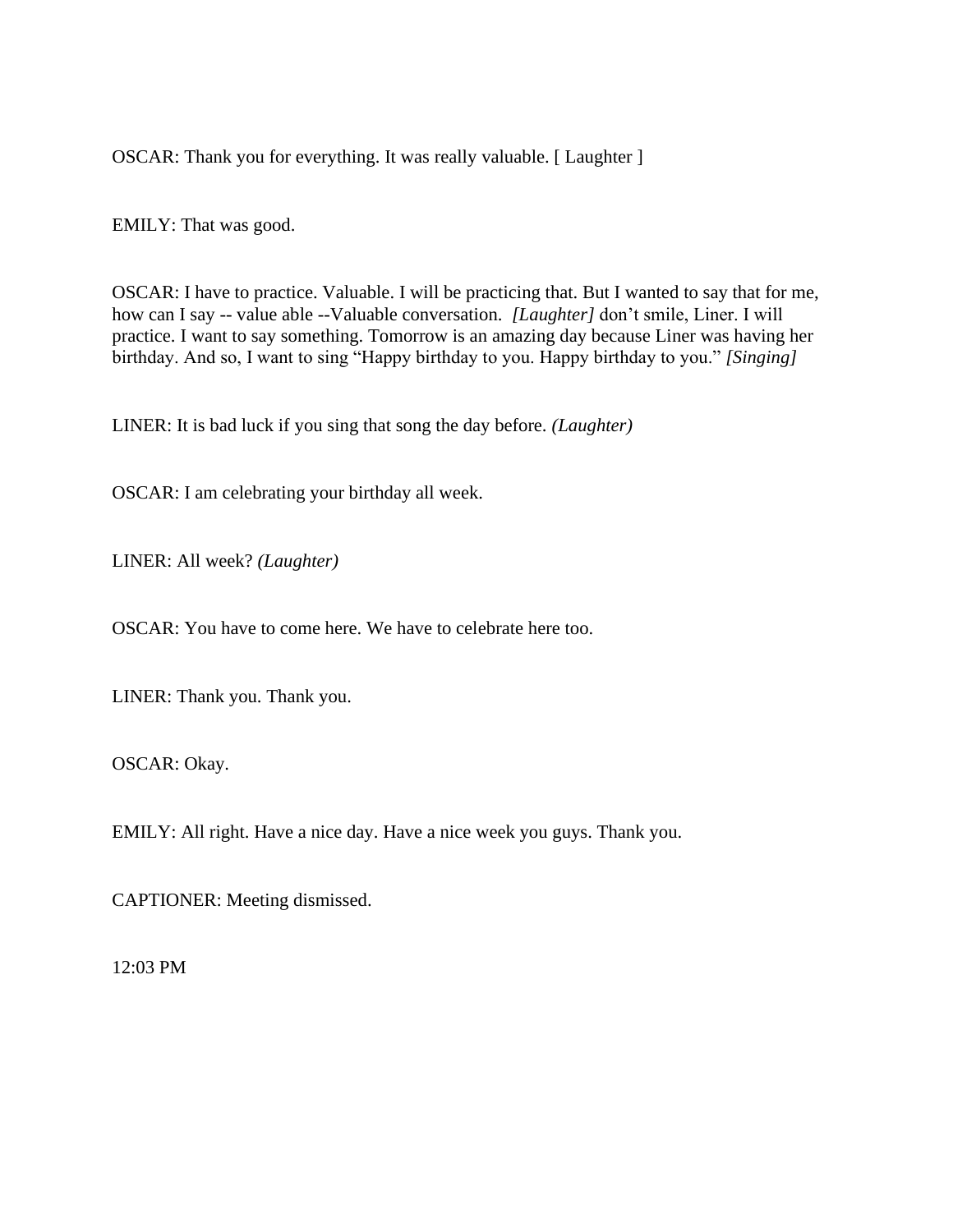OSCAR: Thank you for everything. It was really valuable. [ Laughter ]

EMILY: That was good.

OSCAR: I have to practice. Valuable. I will be practicing that. But I wanted to say that for me, how can I say -- value able --Valuable conversation. *[Laughter]* don't smile, Liner. I will practice. I want to say something. Tomorrow is an amazing day because Liner was having her birthday. And so, I want to sing "Happy birthday to you. Happy birthday to you." *[Singing]*

LINER: It is bad luck if you sing that song the day before. *(Laughter)*

OSCAR: I am celebrating your birthday all week.

LINER: All week? *(Laughter)*

OSCAR: You have to come here. We have to celebrate here too.

LINER: Thank you. Thank you.

OSCAR: Okay.

EMILY: All right. Have a nice day. Have a nice week you guys. Thank you.

CAPTIONER: Meeting dismissed.

12:03 PM